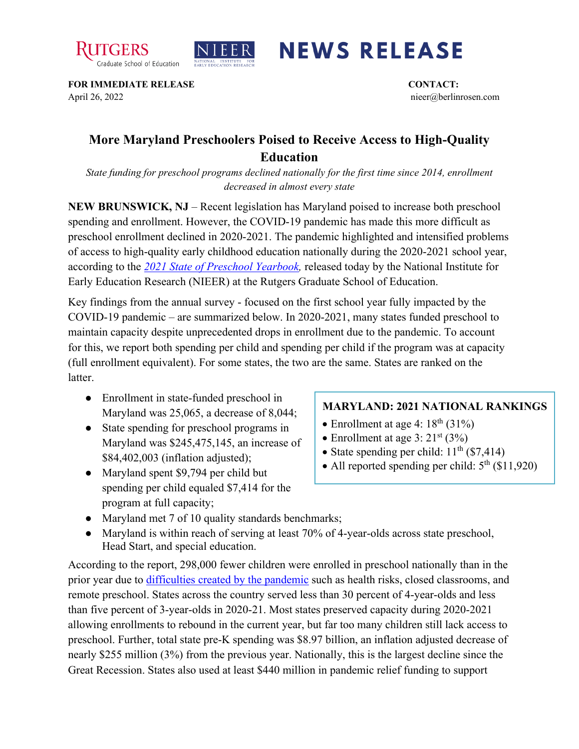RUTGERS Graduate School of Education | NIEER NATIONAL INSTITUTE FOR EARLY EDUCATION RESEARCH | **NEWS RELEASE**

**FOR IMMEDIATE RELEASE**
April 26, 2022

**CONTACT:**
nieer@berlinrosen.com

# More Maryland Preschoolers Poised to Receive Access to High-Quality Education

*State funding for preschool programs declined nationally for the first time since 2014, enrollment decreased in almost every state*

**NEW BRUNSWICK, NJ** – Recent legislation has Maryland poised to increase both preschool spending and enrollment. However, the COVID-19 pandemic has made this more difficult as preschool enrollment declined in 2020-2021. The pandemic highlighted and intensified problems of access to high-quality early childhood education nationally during the 2020-2021 school year, according to the *2021 State of Preschool Yearbook*, released today by the National Institute for Early Education Research (NIEER) at the Rutgers Graduate School of Education.

Key findings from the annual survey - focused on the first school year fully impacted by the COVID-19 pandemic – are summarized below. In 2020-2021, many states funded preschool to maintain capacity despite unprecedented drops in enrollment due to the pandemic. To account for this, we report both spending per child and spending per child if the program was at capacity (full enrollment equivalent). For some states, the two are the same. States are ranked on the latter.

- Enrollment in state-funded preschool in Maryland was 25,065, a decrease of 8,044;
- State spending for preschool programs in Maryland was $245,475,145, an increase of $84,402,003 (inflation adjusted);
- Maryland spent $9,794 per child but spending per child equaled $7,414 for the program at full capacity;
- Maryland met 7 of 10 quality standards benchmarks;
- Maryland is within reach of serving at least 70% of 4-year-olds across state preschool, Head Start, and special education.

**MARYLAND: 2021 NATIONAL RANKINGS**

- Enrollment at age 4: 18th (31%)
- Enrollment at age 3: 21st (3%)
- State spending per child: 11th ($7,414)
- All reported spending per child: 5th ($11,920)

According to the report, 298,000 fewer children were enrolled in preschool nationally than in the prior year due to difficulties created by the pandemic such as health risks, closed classrooms, and remote preschool. States across the country served less than 30 percent of 4-year-olds and less than five percent of 3-year-olds in 2020-21. Most states preserved capacity during 2020-2021 allowing enrollments to rebound in the current year, but far too many children still lack access to preschool. Further, total state pre-K spending was $8.97 billion, an inflation adjusted decrease of nearly $255 million (3%) from the previous year. Nationally, this is the largest decline since the Great Recession. States also used at least $440 million in pandemic relief funding to support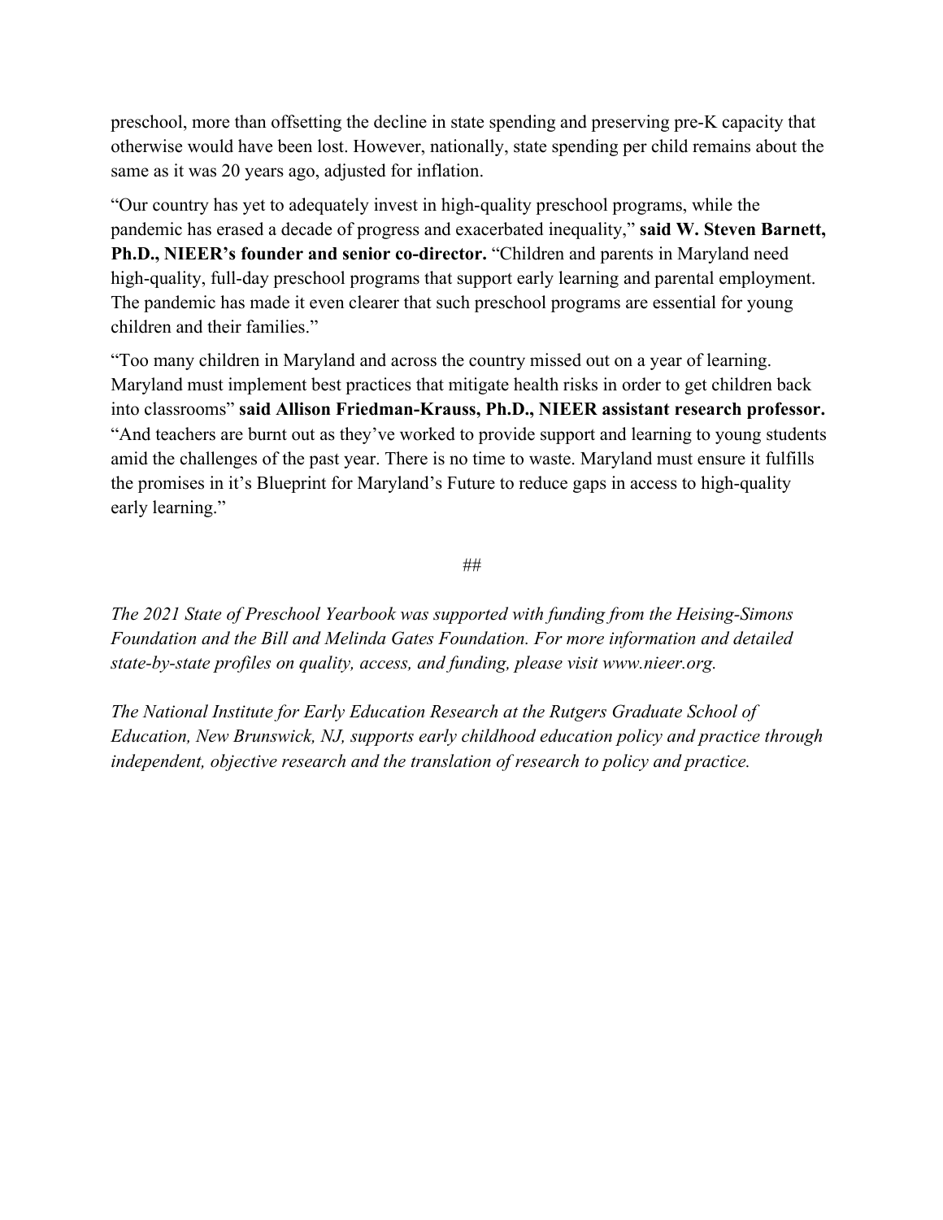preschool, more than offsetting the decline in state spending and preserving pre-K capacity that otherwise would have been lost. However, nationally, state spending per child remains about the same as it was 20 years ago, adjusted for inflation.

"Our country has yet to adequately invest in high-quality preschool programs, while the pandemic has erased a decade of progress and exacerbated inequality," **said W. Steven Barnett, Ph.D., NIEER's founder and senior co-director.** "Children and parents in Maryland need high-quality, full-day preschool programs that support early learning and parental employment. The pandemic has made it even clearer that such preschool programs are essential for young children and their families."

"Too many children in Maryland and across the country missed out on a year of learning. Maryland must implement best practices that mitigate health risks in order to get children back into classrooms" **said Allison Friedman-Krauss, Ph.D., NIEER assistant research professor.** "And teachers are burnt out as they've worked to provide support and learning to young students amid the challenges of the past year. There is no time to waste. Maryland must ensure it fulfills the promises in it's Blueprint for Maryland's Future to reduce gaps in access to high-quality early learning."

##

*The 2021 State of Preschool Yearbook was supported with funding from the Heising-Simons Foundation and the Bill and Melinda Gates Foundation. For more information and detailed state-by-state profiles on quality, access, and funding, please visit www.nieer.org.*

*The National Institute for Early Education Research at the Rutgers Graduate School of Education, New Brunswick, NJ, supports early childhood education policy and practice through independent, objective research and the translation of research to policy and practice.*